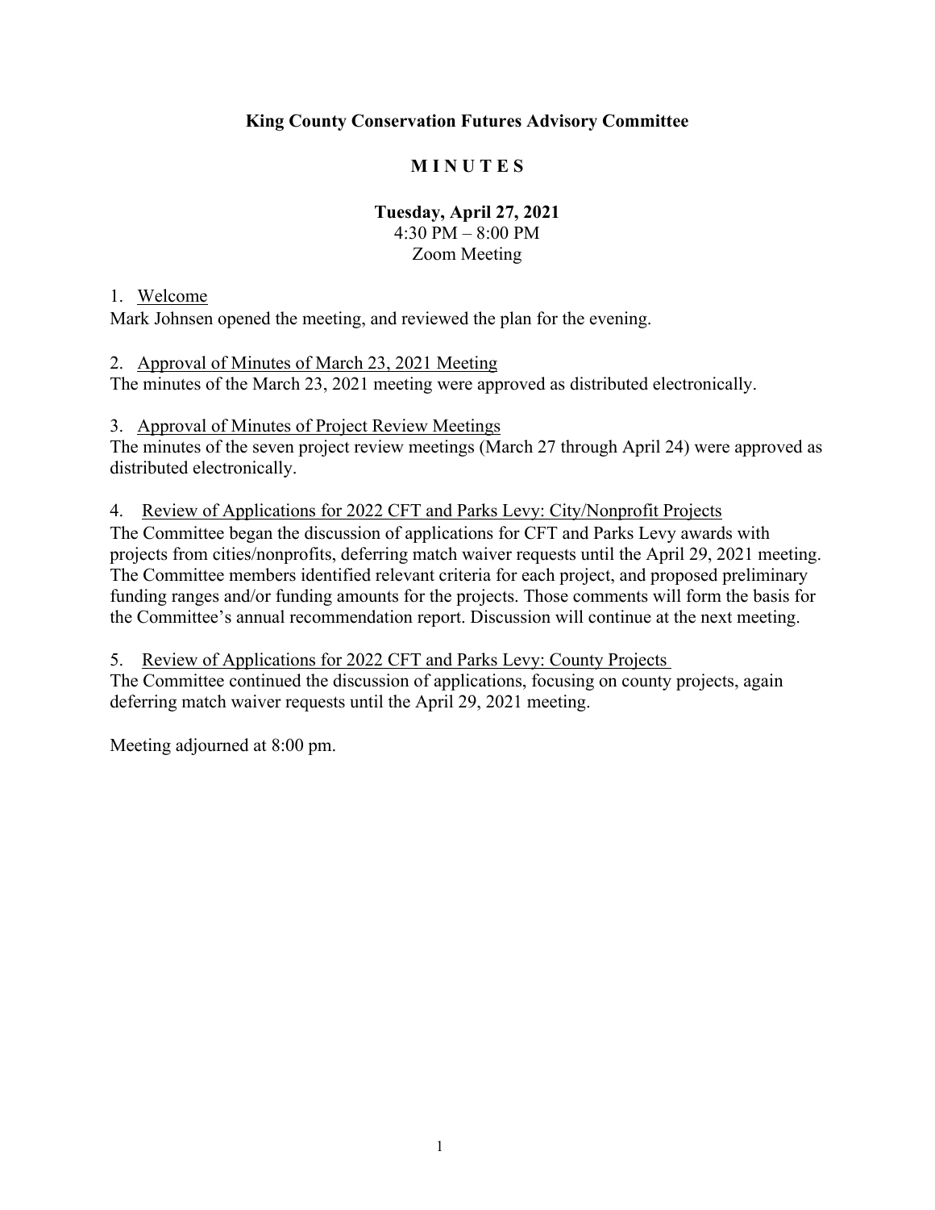# King County Conservation Futures Advisory Committee

## M I N U T E S

**Tuesday, April 27, 2021**
4:30 PM – 8:00 PM
Zoom Meeting

1. Welcome

Mark Johnsen opened the meeting, and reviewed the plan for the evening.

2. Approval of Minutes of March 23, 2021 Meeting

The minutes of the March 23, 2021 meeting were approved as distributed electronically.

3. Approval of Minutes of Project Review Meetings

The minutes of the seven project review meetings (March 27 through April 24) were approved as distributed electronically.

4. Review of Applications for 2022 CFT and Parks Levy: City/Nonprofit Projects

The Committee began the discussion of applications for CFT and Parks Levy awards with projects from cities/nonprofits, deferring match waiver requests until the April 29, 2021 meeting. The Committee members identified relevant criteria for each project, and proposed preliminary funding ranges and/or funding amounts for the projects. Those comments will form the basis for the Committee's annual recommendation report. Discussion will continue at the next meeting.

5. Review of Applications for 2022 CFT and Parks Levy: County Projects

The Committee continued the discussion of applications, focusing on county projects, again deferring match waiver requests until the April 29, 2021 meeting.

Meeting adjourned at 8:00 pm.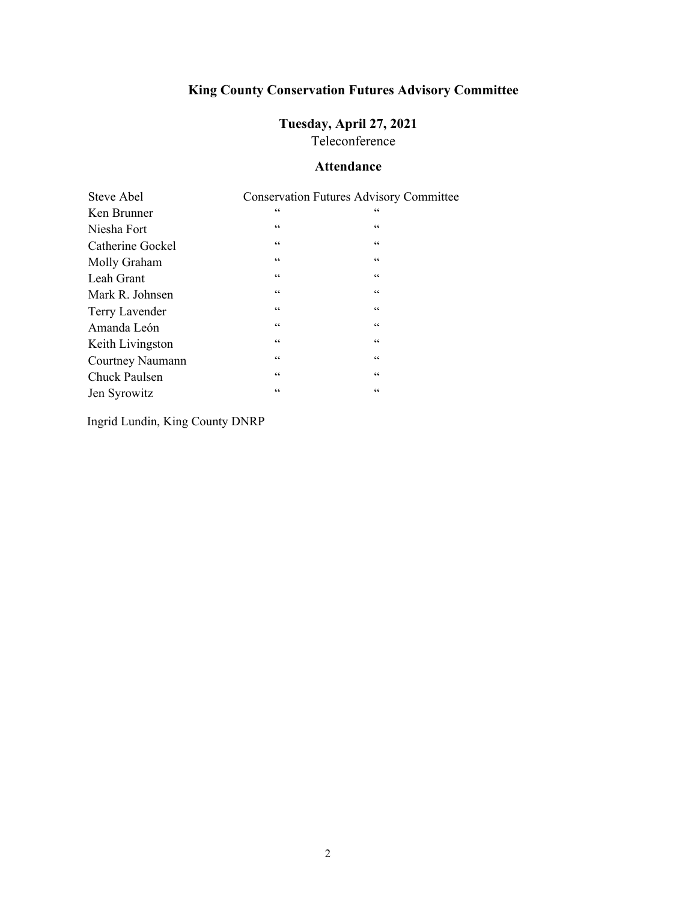## King County Conservation Futures Advisory Committee

**Tuesday, April 27, 2021**
Teleconference

**Attendance**

| | | |
|---|---|---|
| Steve Abel | Conservation Futures Advisory Committee | |
| Ken Brunner | " | " |
| Niesha Fort | " | " |
| Catherine Gockel | " | " |
| Molly Graham | " | " |
| Leah Grant | " | " |
| Mark R. Johnsen | " | " |
| Terry Lavender | " | " |
| Amanda León | " | " |
| Keith Livingston | " | " |
| Courtney Naumann | " | " |
| Chuck Paulsen | " | " |
| Jen Syrowitz | " | " |

Ingrid Lundin, King County DNRP